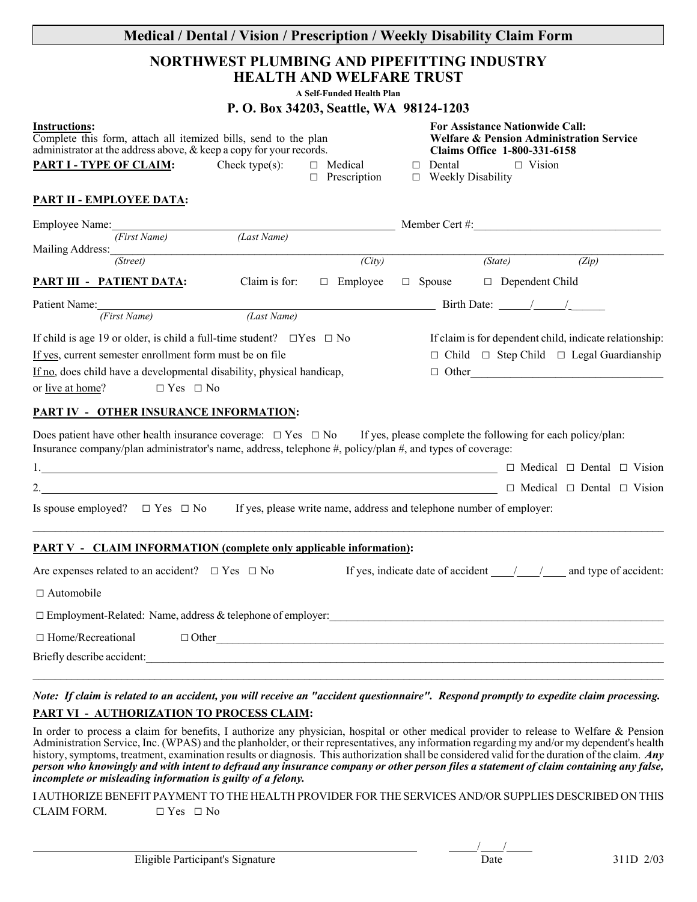# Medical / Dental / Vision / Prescription / Weekly Disability Claim Form

## NORTHWEST PLUMBING AND PIPEFITTING INDUSTRY HEALTH AND WELFARE TRUST

**A Self-Funded Health Plan**

**P. O. Box 34203, Seattle, WA 98124-1203**

**Instructions:**
Complete this form, attach all itemized bills, send to the plan administrator at the address above, & keep a copy for your records.

**For Assistance Nationwide Call:**
**Welfare & Pension Administration Service**
**Claims Office 1-800-331-6158**

**PART I - TYPE OF CLAIM:** Check type(s): ☐ Medical ☐ Dental ☐ Vision ☐ Prescription ☐ Weekly Disability

**PART II - EMPLOYEE DATA:**

Employee Name: ______________________________ Member Cert #: ______________________________
*(First Name)* *(Last Name)*

Mailing Address: ______________________________________________________________________
*(Street)* *(City)* *(State)* *(Zip)*

**PART III - PATIENT DATA:** Claim is for: ☐ Employee ☐ Spouse ☐ Dependent Child

Patient Name: ______________________________ Birth Date: _____/_____/_____
*(First Name)* *(Last Name)*

If child is age 19 or older, is child a full-time student? ☐Yes ☐ No
If yes, current semester enrollment form must be on file
If no, does child have a developmental disability, physical handicap, or live at home? ☐ Yes ☐ No

If claim is for dependent child, indicate relationship:
☐ Child ☐ Step Child ☐ Legal Guardianship
☐ Other ______________________________

**PART IV - OTHER INSURANCE INFORMATION:**

Does patient have other health insurance coverage: ☐ Yes ☐ No If yes, please complete the following for each policy/plan:
Insurance company/plan administrator's name, address, telephone #, policy/plan #, and types of coverage:

1. ______________________________________________________________ ☐ Medical ☐ Dental ☐ Vision

2. ______________________________________________________________ ☐ Medical ☐ Dental ☐ Vision

Is spouse employed? ☐ Yes ☐ No If yes, please write name, address and telephone number of employer:

______________________________________________________________________

**PART V - CLAIM INFORMATION (complete only applicable information):**

Are expenses related to an accident? ☐ Yes ☐ No If yes, indicate date of accident ____/____/____ and type of accident:

☐ Automobile

☐ Employment-Related: Name, address & telephone of employer: ______________________________

☐ Home/Recreational ☐ Other ______________________________

Briefly describe accident: ______________________________________________________________________

______________________________________________________________________

***Note: If claim is related to an accident, you will receive an "accident questionnaire". Respond promptly to expedite claim processing.***

**PART VI - AUTHORIZATION TO PROCESS CLAIM:**

In order to process a claim for benefits, I authorize any physician, hospital or other medical provider to release to Welfare & Pension Administration Service, Inc. (WPAS) and the planholder, or their representatives, any information regarding my and/or my dependent's health history, symptoms, treatment, examination results or diagnosis. This authorization shall be considered valid for the duration of the claim. ***Any person who knowingly and with intent to defraud any insurance company or other person files a statement of claim containing any false, incomplete or misleading information is guilty of a felony.***

I AUTHORIZE BENEFIT PAYMENT TO THE HEALTH PROVIDER FOR THE SERVICES AND/OR SUPPLIES DESCRIBED ON THIS CLAIM FORM. ☐ Yes ☐ No

______________________________ _____/____/_____
Eligible Participant's Signature Date

311D 2/03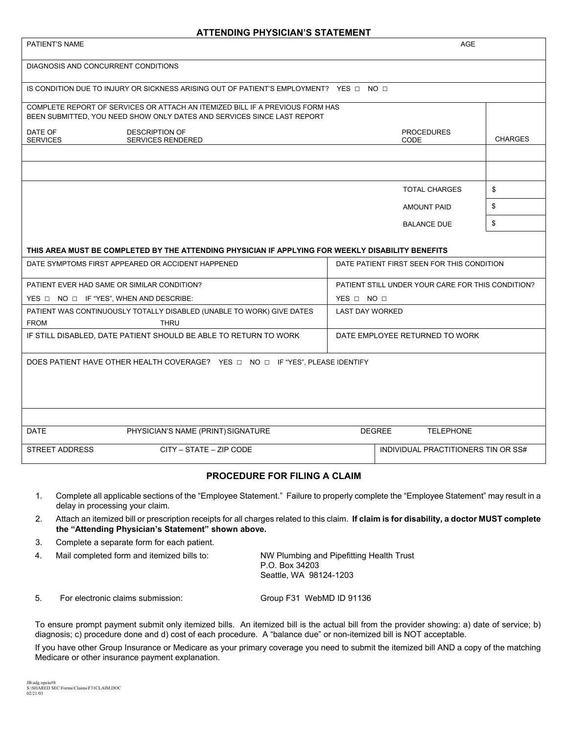## ATTENDING PHYSICIAN'S STATEMENT

| | | | |
|---|---|---|---|
| PATIENT'S NAME | | AGE | |
| DIAGNOSIS AND CONCURRENT CONDITIONS | | | |
| IS CONDITION DUE TO INJURY OR SICKNESS ARISING OUT OF PATIENT'S EMPLOYMENT? YES □ NO □ | | | |

COMPLETE REPORT OF SERVICES OR ATTACH AN ITEMIZED BILL IF A PREVIOUS FORM HAS BEEN SUBMITTED, YOU NEED SHOW ONLY DATES AND SERVICES SINCE LAST REPORT

| DATE OF SERVICES | DESCRIPTION OF SERVICES RENDERED | PROCEDURES CODE | CHARGES |
|---|---|---|---|
| | | | |
| | | | |
| | | TOTAL CHARGES | $ |
| | | AMOUNT PAID | $ |
| | | BALANCE DUE | $ |

**THIS AREA MUST BE COMPLETED BY THE ATTENDING PHYSICIAN IF APPLYING FOR WEEKLY DISABILITY BENEFITS**

| | |
|---|---|
| DATE SYMPTOMS FIRST APPEARED OR ACCIDENT HAPPENED | DATE PATIENT FIRST SEEN FOR THIS CONDITION |
| PATIENT EVER HAD SAME OR SIMILAR CONDITION?<br>YES □ NO □ IF "YES", WHEN AND DESCRIBE: | PATIENT STILL UNDER YOUR CARE FOR THIS CONDITION?<br>YES □ NO □ |
| PATIENT WAS CONTINUOUSLY TOTALLY DISABLED (UNABLE TO WORK) GIVE DATES<br>FROM THRU | LAST DAY WORKED |
| IF STILL DISABLED, DATE PATIENT SHOULD BE ABLE TO RETURN TO WORK | DATE EMPLOYEE RETURNED TO WORK |

DOES PATIENT HAVE OTHER HEALTH COVERAGE? YES □ NO □ IF "YES", PLEASE IDENTIFY

| | | | |
|---|---|---|---|
| DATE | PHYSICIAN'S NAME (PRINT) SIGNATURE | DEGREE | TELEPHONE |
| STREET ADDRESS | CITY – STATE – ZIP CODE | INDIVIDUAL PRACTITIONERS TIN OR SS# | |

## PROCEDURE FOR FILING A CLAIM

1. Complete all applicable sections of the "Employee Statement." Failure to properly complete the "Employee Statement" may result in a delay in processing your claim.
2. Attach an itemized bill or prescription receipts for all charges related to this claim. **If claim is for disability, a doctor MUST complete the "Attending Physician's Statement" shown above.**
3. Complete a separate form for each patient.
4. Mail completed form and itemized bills to: NW Plumbing and Pipefitting Health Trust, P.O. Box 34203, Seattle, WA 98124-1203
5. For electronic claims submission: Group F31 WebMD ID 91136

To ensure prompt payment submit only itemized bills. An itemized bill is the actual bill from the provider showing: a) date of service; b) diagnosis; c) procedure done and d) cost of each procedure. A "balance due" or non-itemized bill is NOT acceptable.

If you have other Group Insurance or Medicare as your primary coverage you need to submit the itemized bill AND a copy of the matching Medicare or other insurance payment explanation.

JB:adg opeiu#8
S:\SHARED SEC\Forms\Claims\F31CLAIM.DOC
02/21/03